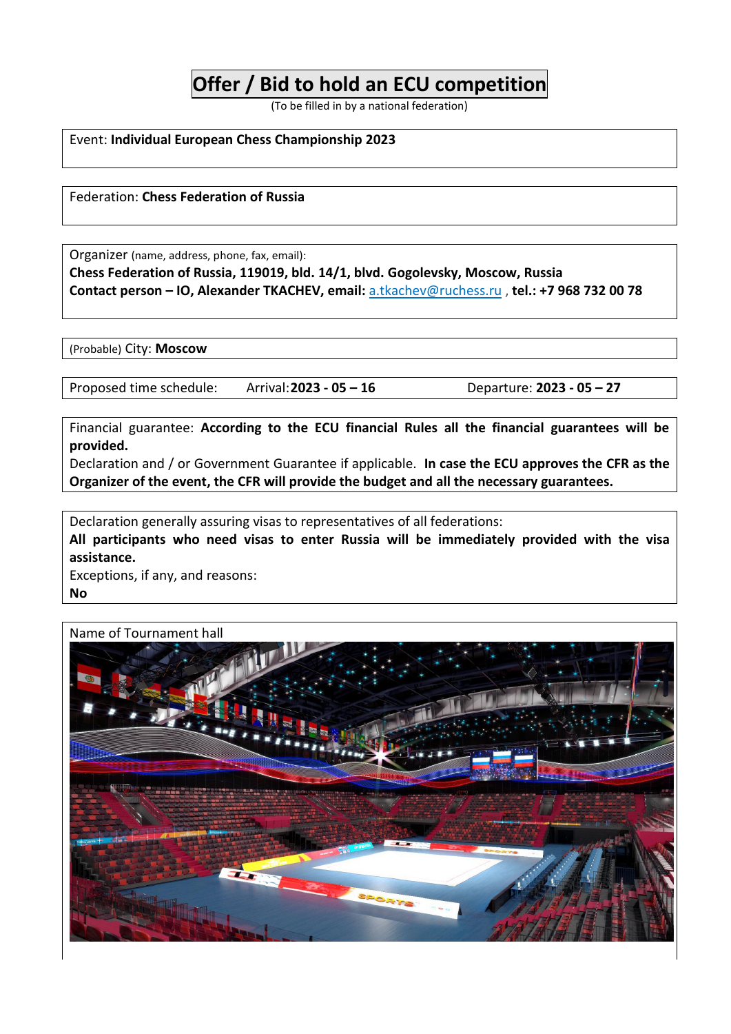# Offer / Bid to hold an ECU competition

(To be filled in by a national federation)

Event: **Individual European Chess Championship 2023**

Federation: **Chess Federation of Russia**

Organizer (name, address, phone, fax, email):
**Chess Federation of Russia, 119019, bld. 14/1, blvd. Gogolevsky, Moscow, Russia**
**Contact person – IO, Alexander TKACHEV, email:** a.tkachev@ruchess.ru , **tel.: +7 968 732 00 78**

(Probable) City: **Moscow**

Proposed time schedule: Arrival: **2023 - 05 – 16** Departure: **2023 - 05 – 27**

Financial guarantee: **According to the ECU financial Rules all the financial guarantees will be provided.**
Declaration and / or Government Guarantee if applicable. **In case the ECU approves the CFR as the Organizer of the event, the CFR will provide the budget and all the necessary guarantees.**

Declaration generally assuring visas to representatives of all federations:
**All participants who need visas to enter Russia will be immediately provided with the visa assistance.**
Exceptions, if any, and reasons:
**No**

Name of Tournament hall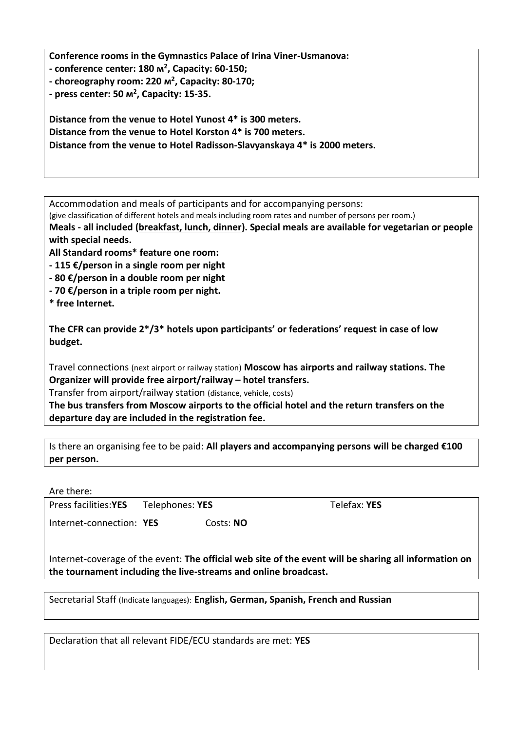**Conference rooms in the Gymnastics Palace of Irina Viner-Usmanova:**

**- conference center: 180 м$^2$, Capacity: 60-150;**

**- choreography room: 220 м$^2$, Capacity: 80-170;**

**- press center: 50 м$^2$, Capacity: 15-35.**

**Distance from the venue to Hotel Yunost 4* is 300 meters.**
**Distance from the venue to Hotel Korston 4* is 700 meters.**
**Distance from the venue to Hotel Radisson-Slavyanskaya 4* is 2000 meters.**

---

Accommodation and meals of participants and for accompanying persons:
(give classification of different hotels and meals including room rates and number of persons per room.)

**Meals - all included (<u>breakfast, lunch, dinner</u>). Special meals are available for vegetarian or people with special needs.**

**All Standard rooms* feature one room:**

**- 115 €/person in a single room per night**

**- 80 €/person in a double room per night**

**- 70 €/person in a triple room per night.**

*** free Internet.**

**The CFR can provide 2*/3* hotels upon participants' or federations' request in case of low budget.**

Travel connections (next airport or railway station) **Moscow has airports and railway stations. The Organizer will provide free airport/railway – hotel transfers.**

Transfer from airport/railway station (distance, vehicle, costs)

**The bus transfers from Moscow airports to the official hotel and the return transfers on the departure day are included in the registration fee.**

---

Is there an organising fee to be paid: **All players and accompanying persons will be charged €100 per person.**

---

Are there:

Press facilities: **YES** Telephones: **YES** Telefax: **YES**

Internet-connection: **YES** Costs: **NO**

Internet-coverage of the event: **The official web site of the event will be sharing all information on the tournament including the live-streams and online broadcast.**

---

Secretarial Staff (Indicate languages): **English, German, Spanish, French and Russian**

---

Declaration that all relevant FIDE/ECU standards are met: **YES**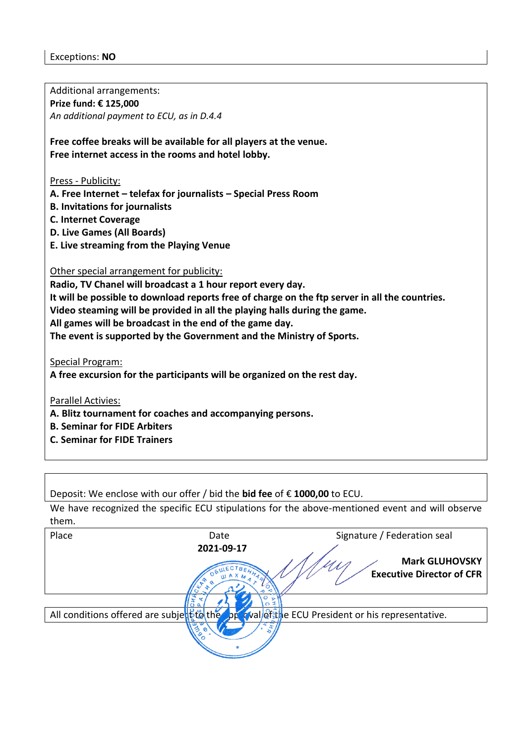Exceptions: **NO**

Additional arrangements:
**Prize fund: € 125,000**
*An additional payment to ECU, as in D.4.4*

**Free coffee breaks will be available for all players at the venue.**
**Free internet access in the rooms and hotel lobby.**

Press - Publicity:
**A. Free Internet – telefax for journalists – Special Press Room**
**B. Invitations for journalists**
**C. Internet Coverage**
**D. Live Games (All Boards)**
**E. Live streaming from the Playing Venue**

Other special arrangement for publicity:
**Radio, TV Chanel will broadcast a 1 hour report every day.**
**It will be possible to download reports free of charge on the ftp server in all the countries.**
**Video steaming will be provided in all the playing halls during the game.**
**All games will be broadcast in the end of the game day.**
**The event is supported by the Government and the Ministry of Sports.**

Special Program:
**A free excursion for the participants will be organized on the rest day.**

Parallel Activies:
**A. Blitz tournament for coaches and accompanying persons.**
**B. Seminar for FIDE Arbiters**
**C. Seminar for FIDE Trainers**

Deposit: We enclose with our offer / bid the **bid fee** of € **1000,00** to ECU.

We have recognized the specific ECU stipulations for the above-mentioned event and will observe them.

| Place | Date | Signature / Federation seal |
|---|---|---|
| | **2021-09-17** | **Mark GLUHOVSKY** **Executive Director of CFR** |

All conditions offered are subject to the approval of the ECU President or his representative.